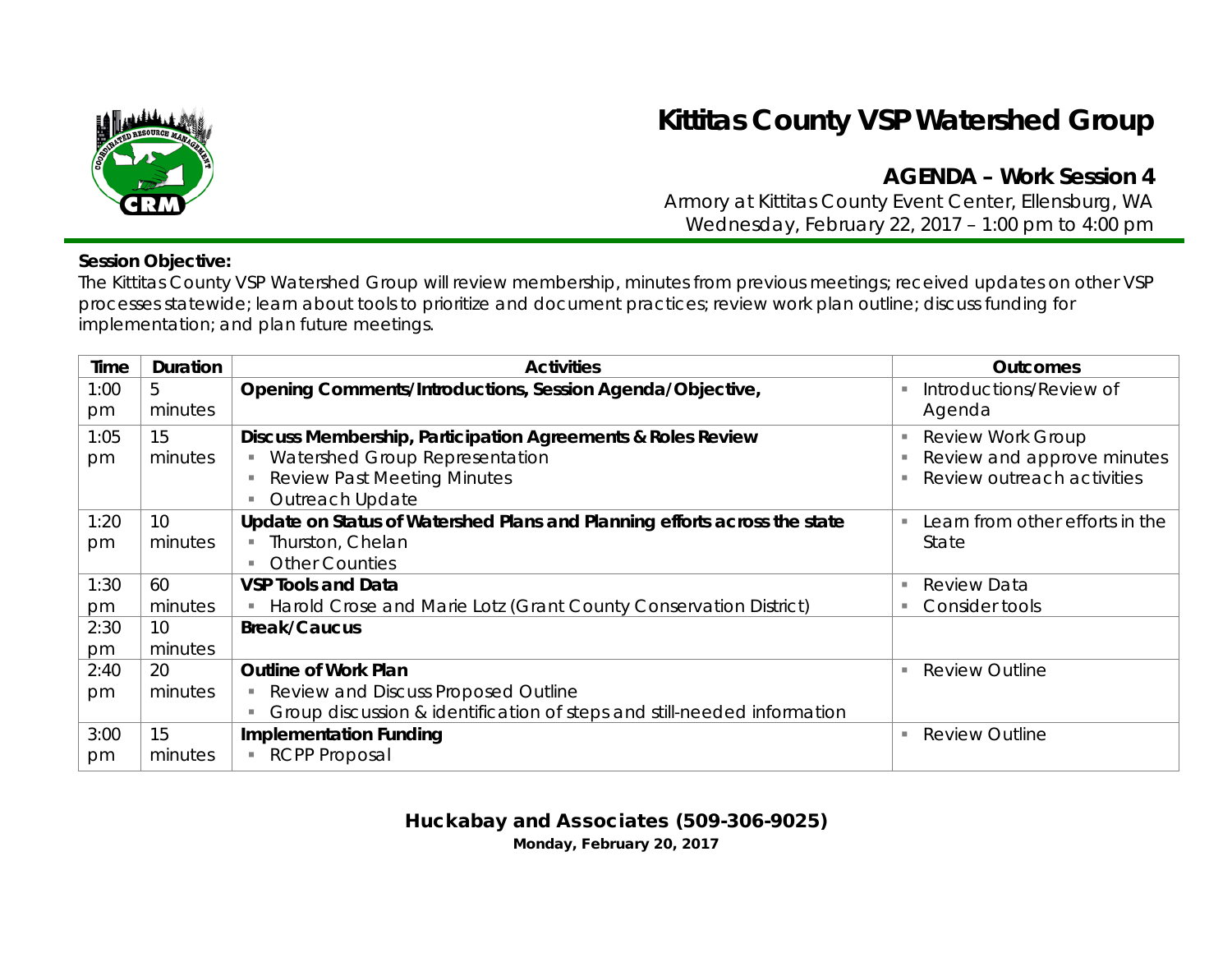# Kittitas County VSP Watershed Group

## AGENDA – Work Session 4

Armory at Kittitas County Event Center, Ellensburg, WA
Wednesday, February 22, 2017 – 1:00 pm to 4:00 pm

**Session Objective:**
The Kittitas County VSP Watershed Group will review membership, minutes from previous meetings; received updates on other VSP processes statewide; learn about tools to prioritize and document practices; review work plan outline; discuss funding for implementation; and plan future meetings.

| Time | Duration | Activities | Outcomes |
|---|---|---|---|
| 1:00 pm | 5 minutes | **Opening Comments/Introductions, Session Agenda/Objective,** | ▪ Introductions/Review of Agenda |
| 1:05 pm | 15 minutes | **Discuss Membership, Participation Agreements & Roles Review**<br>▪ Watershed Group Representation<br>▪ Review Past Meeting Minutes<br>▪ Outreach Update | ▪ Review Work Group<br>▪ Review and approve minutes<br>▪ Review outreach activities |
| 1:20 pm | 10 minutes | **Update on Status of Watershed Plans and Planning efforts across the state**<br>▪ Thurston, Chelan<br>▪ Other Counties | ▪ Learn from other efforts in the State |
| 1:30 pm | 60 minutes | **VSP Tools and Data**<br>▪ Harold Crose and Marie Lotz (Grant County Conservation District) | ▪ Review Data<br>▪ Consider tools |
| 2:30 pm | 10 minutes | **Break/Caucus** | |
| 2:40 pm | 20 minutes | **Outline of Work Plan**<br>▪ Review and Discuss Proposed Outline<br>▪ Group discussion & identification of steps and still-needed information | ▪ Review Outline |
| 3:00 pm | 15 minutes | **Implementation Funding**<br>▪ RCPP Proposal | ▪ Review Outline |

**Huckabay and Associates (509-306-9025)**
**Monday, February 20, 2017**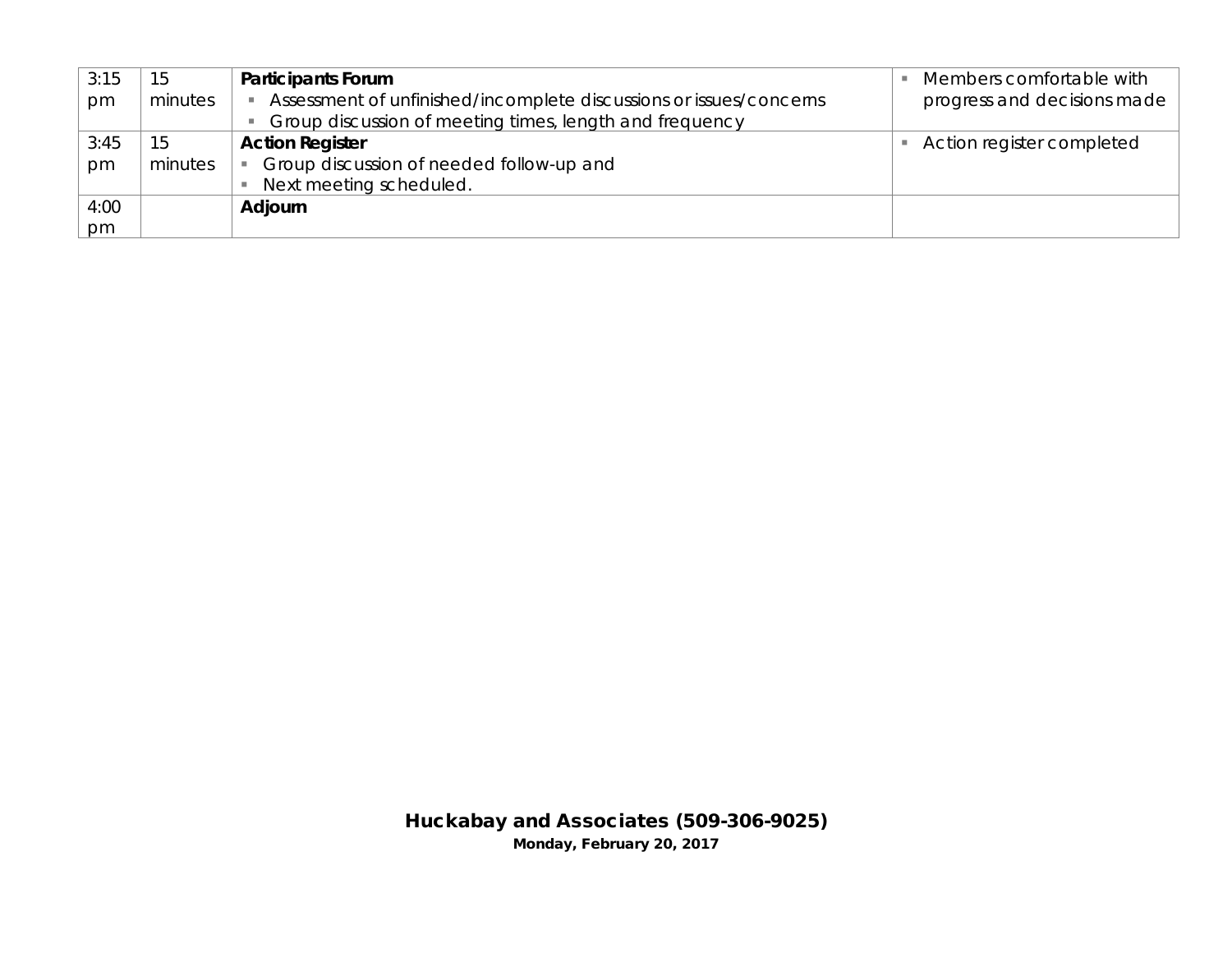| | | | |
|---|---|---|---|
| 3:15 pm | 15 minutes | **Participants Forum**<br>▪ Assessment of unfinished/incomplete discussions or issues/concerns<br>▪ Group discussion of meeting times, length and frequency | ▪ Members comfortable with progress and decisions made |
| 3:45 pm | 15 minutes | **Action Register**<br>▪ Group discussion of needed follow-up and<br>▪ Next meeting scheduled. | ▪ Action register completed |
| 4:00 pm | | **Adjourn** | |